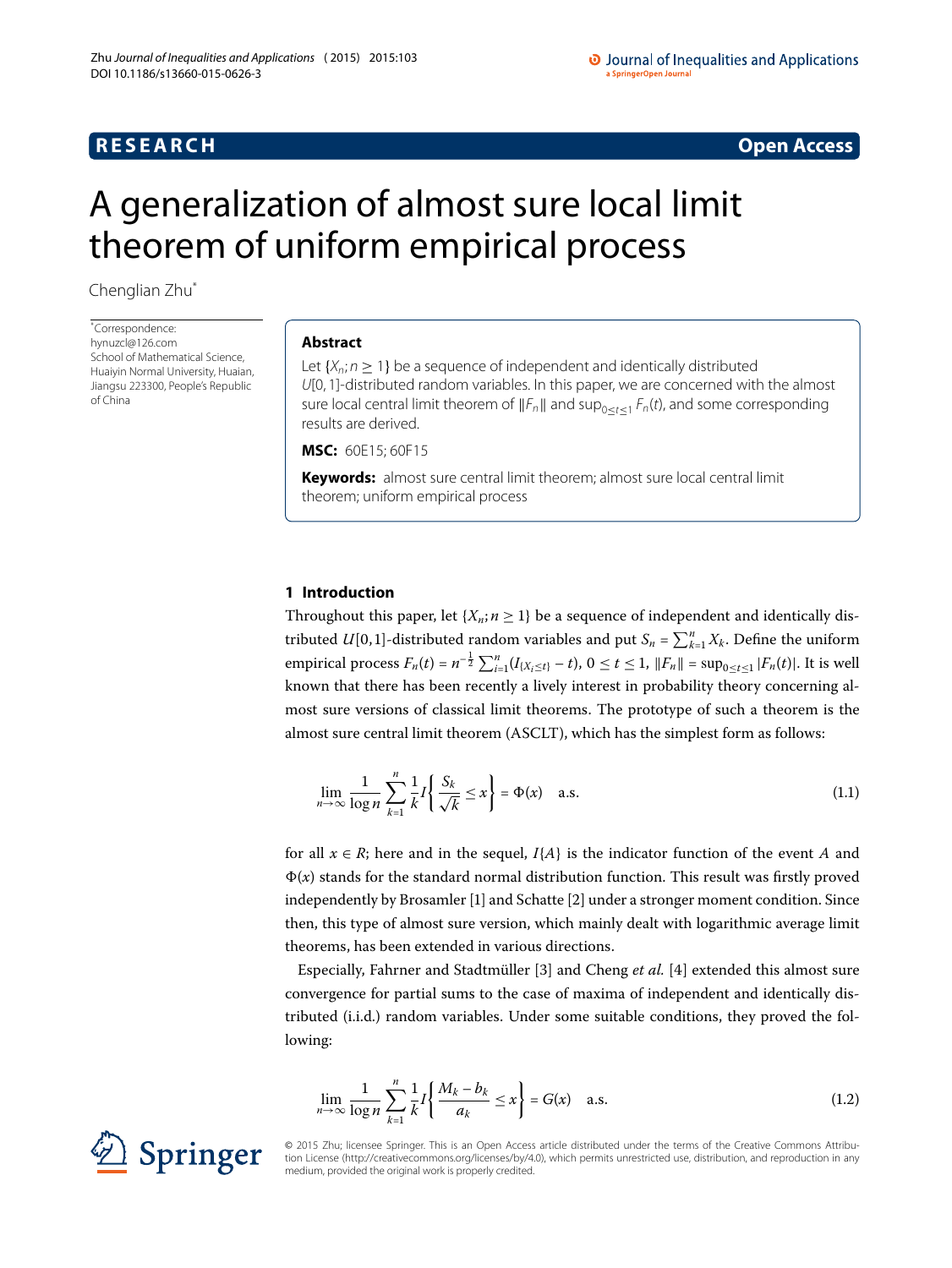# A generalization of almost sure local limit theorem of uniform empirical process

Chenglian Zhu*

*Correspondence: hynuzcl@126.com
School of Mathematical Science, Huaiyin Normal University, Huaian, Jiangsu 223300, People's Republic of China

## Abstract

Let $\{X_n; n \geq 1\}$ be a sequence of independent and identically distributed $U[0,1]$-distributed random variables. In this paper, we are concerned with the almost sure local central limit theorem of $\|F_n\|$ and $\sup_{0\leq t\leq 1} F_n(t)$, and some corresponding results are derived.

**MSC:** 60E15; 60F15

**Keywords:** almost sure central limit theorem; almost sure local central limit theorem; uniform empirical process

## 1 Introduction

Throughout this paper, let $\{X_n; n \geq 1\}$ be a sequence of independent and identically distributed $U[0,1]$-distributed random variables and put $S_n = \sum_{k=1}^{n} X_k$. Define the uniform empirical process $F_n(t) = n^{-\frac{1}{2}} \sum_{i=1}^{n} (I_{\{X_i \leq t\}} - t)$, $0 \leq t \leq 1$, $\|F_n\| = \sup_{0\leq t\leq 1} |F_n(t)|$. It is well known that there has been recently a lively interest in probability theory concerning almost sure versions of classical limit theorems. The prototype of such a theorem is the almost sure central limit theorem (ASCLT), which has the simplest form as follows:

$$\lim_{n\to\infty} \frac{1}{\log n} \sum_{k=1}^{n} \frac{1}{k} I\left\{ \frac{S_k}{\sqrt{k}} \leq x \right\} = \Phi(x) \quad \text{a.s.} \tag{1.1}$$

for all $x \in R$; here and in the sequel, $I\{A\}$ is the indicator function of the event $A$ and $\Phi(x)$ stands for the standard normal distribution function. This result was firstly proved independently by Brosamler [1] and Schatte [2] under a stronger moment condition. Since then, this type of almost sure version, which mainly dealt with logarithmic average limit theorems, has been extended in various directions.

Especially, Fahrner and Stadtmüller [3] and Cheng *et al.* [4] extended this almost sure convergence for partial sums to the case of maxima of independent and identically distributed (i.i.d.) random variables. Under some suitable conditions, they proved the following:

$$\lim_{n\to\infty} \frac{1}{\log n} \sum_{k=1}^{n} \frac{1}{k} I\left\{ \frac{M_k - b_k}{a_k} \leq x \right\} = G(x) \quad \text{a.s.} \tag{1.2}$$

© 2015 Zhu; licensee Springer. This is an Open Access article distributed under the terms of the Creative Commons Attribution License (http://creativecommons.org/licenses/by/4.0), which permits unrestricted use, distribution, and reproduction in any medium, provided the original work is properly credited.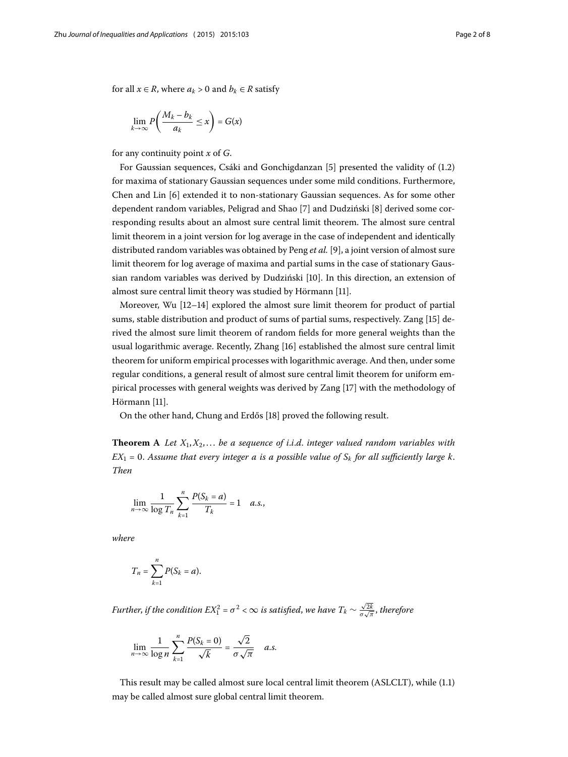for all $x \in R$, where $a_k > 0$ and $b_k \in R$ satisfy

$$\lim_{k\to\infty} P\left(\frac{M_k - b_k}{a_k} \le x\right) = G(x)$$

for any continuity point $x$ of $G$.

For Gaussian sequences, Csáki and Gonchigdanzan [5] presented the validity of (1.2) for maxima of stationary Gaussian sequences under some mild conditions. Furthermore, Chen and Lin [6] extended it to non-stationary Gaussian sequences. As for some other dependent random variables, Peligrad and Shao [7] and Dudziński [8] derived some corresponding results about an almost sure central limit theorem. The almost sure central limit theorem in a joint version for log average in the case of independent and identically distributed random variables was obtained by Peng *et al.* [9], a joint version of almost sure limit theorem for log average of maxima and partial sums in the case of stationary Gaussian random variables was derived by Dudziński [10]. In this direction, an extension of almost sure central limit theory was studied by Hörmann [11].

Moreover, Wu [12–14] explored the almost sure limit theorem for product of partial sums, stable distribution and product of sums of partial sums, respectively. Zang [15] derived the almost sure limit theorem of random fields for more general weights than the usual logarithmic average. Recently, Zhang [16] established the almost sure central limit theorem for uniform empirical processes with logarithmic average. And then, under some regular conditions, a general result of almost sure central limit theorem for uniform empirical processes with general weights was derived by Zang [17] with the methodology of Hörmann [11].

On the other hand, Chung and Erdős [18] proved the following result.

**Theorem A** *Let $X_1, X_2, \ldots$ be a sequence of i.i.d. integer valued random variables with $EX_1 = 0$. Assume that every integer $a$ is a possible value of $S_k$ for all sufficiently large $k$. Then*

$$\lim_{n\to\infty} \frac{1}{\log T_n} \sum_{k=1}^{n} \frac{P(S_k = a)}{T_k} = 1 \quad a.s.,$$

*where*

$$T_n = \sum_{k=1}^{n} P(S_k = a).$$

*Further, if the condition $EX_1^2 = \sigma^2 < \infty$ is satisfied, we have $T_k \sim \frac{\sqrt{2k}}{\sigma\sqrt{\pi}}$, therefore*

$$\lim_{n\to\infty} \frac{1}{\log n} \sum_{k=1}^{n} \frac{P(S_k = 0)}{\sqrt{k}} = \frac{\sqrt{2}}{\sigma\sqrt{\pi}} \quad a.s.$$

This result may be called almost sure local central limit theorem (ASLCLT), while (1.1) may be called almost sure global central limit theorem.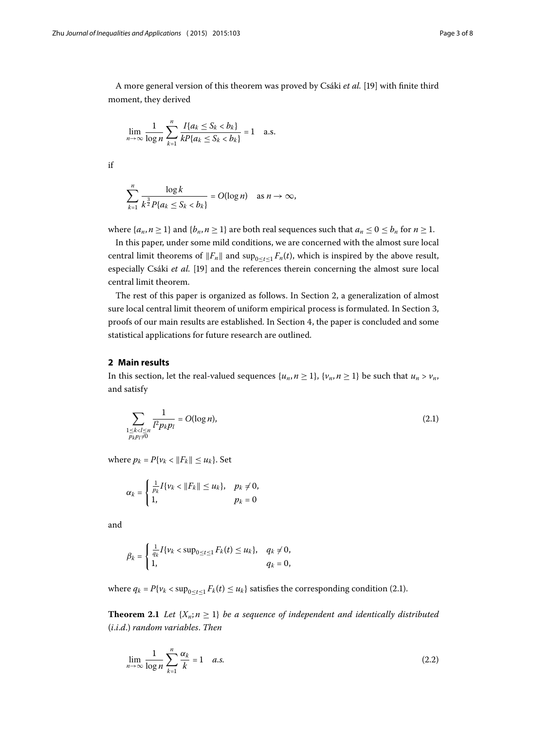A more general version of this theorem was proved by Csáki *et al.* [19] with finite third moment, they derived

$$\lim_{n\to\infty} \frac{1}{\log n} \sum_{k=1}^{n} \frac{I\{a_k \le S_k < b_k\}}{kP\{a_k \le S_k < b_k\}} = 1 \quad \text{a.s.}$$

if

$$\sum_{k=1}^{n} \frac{\log k}{k^{\frac{3}{2}} P\{a_k \le S_k < b_k\}} = O(\log n) \quad \text{as } n \to \infty,$$

where $\{a_n, n \ge 1\}$ and $\{b_n, n \ge 1\}$ are both real sequences such that $a_n \le 0 \le b_n$ for $n \ge 1$.

In this paper, under some mild conditions, we are concerned with the almost sure local central limit theorems of $\|F_n\|$ and $\sup_{0\le t\le 1} F_n(t)$, which is inspired by the above result, especially Csáki *et al.* [19] and the references therein concerning the almost sure local central limit theorem.

The rest of this paper is organized as follows. In Section 2, a generalization of almost sure local central limit theorem of uniform empirical process is formulated. In Section 3, proofs of our main results are established. In Section 4, the paper is concluded and some statistical applications for future research are outlined.

## 2 Main results

In this section, let the real-valued sequences $\{u_n, n \ge 1\}$, $\{v_n, n \ge 1\}$ be such that $u_n > v_n$, and satisfy

$$\sum_{\substack{1\le k<l\le n \\ p_k p_l \ne 0}} \frac{1}{l^2 p_k p_l} = O(\log n), \tag{2.1}$$

where $p_k = P\{v_k < \|F_k\| \le u_k\}$. Set

$$\alpha_k = \begin{cases} \frac{1}{p_k} I\{v_k < \|F_k\| \le u_k\}, & p_k \ne 0, \\ 1, & p_k = 0 \end{cases}$$

and

$$\beta_k = \begin{cases} \frac{1}{q_k} I\{v_k < \sup_{0\le t\le 1} F_k(t) \le u_k\}, & q_k \ne 0, \\ 1, & q_k = 0, \end{cases}$$

where $q_k = P\{v_k < \sup_{0\le t\le 1} F_k(t) \le u_k\}$ satisfies the corresponding condition (2.1).

**Theorem 2.1** *Let $\{X_n; n \ge 1\}$ be a sequence of independent and identically distributed (i.i.d.) random variables. Then*

$$\lim_{n\to\infty} \frac{1}{\log n} \sum_{k=1}^{n} \frac{\alpha_k}{k} = 1 \quad a.s. \tag{2.2}$$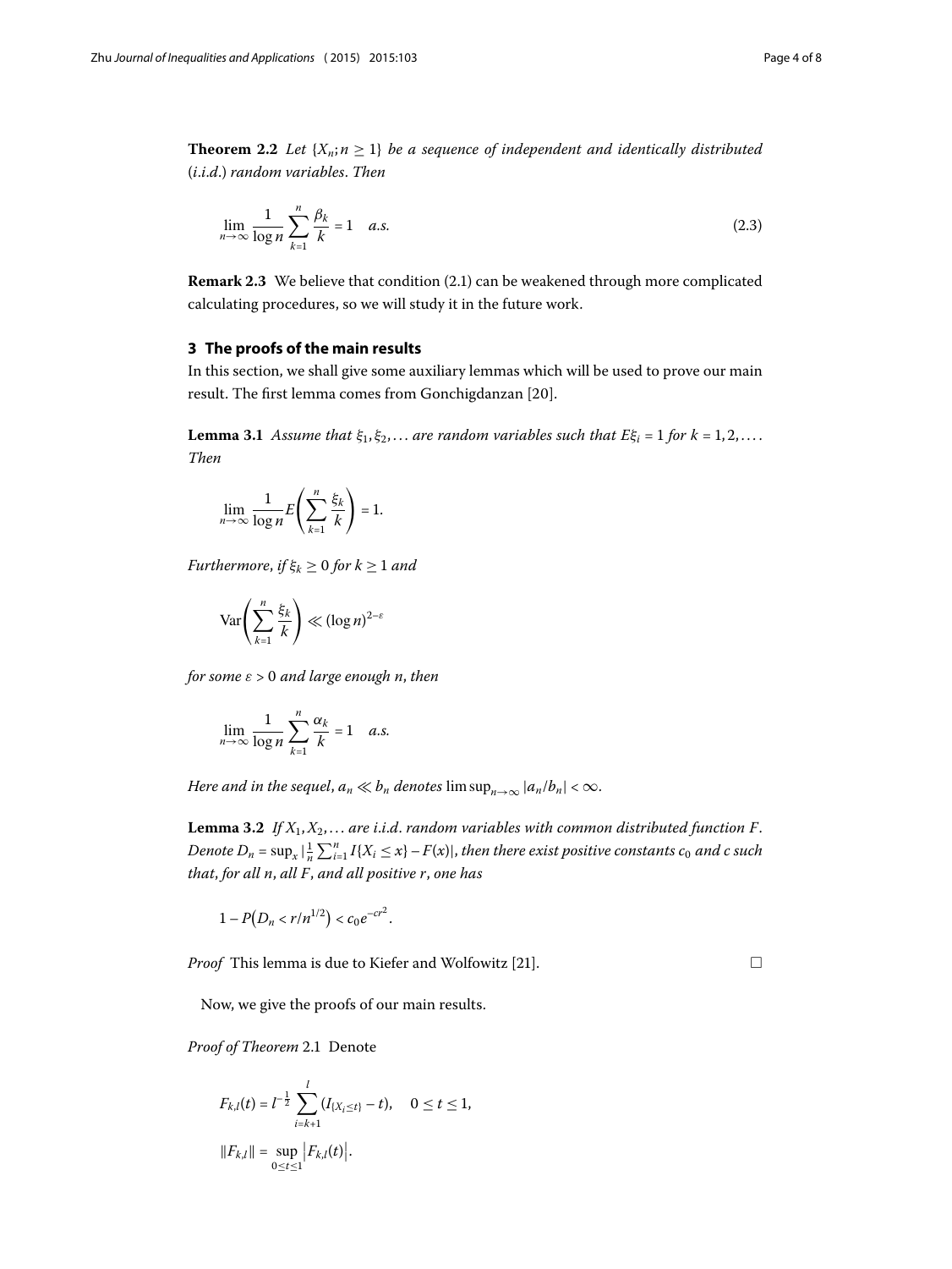**Theorem 2.2** *Let $\{X_n; n \geq 1\}$ be a sequence of independent and identically distributed (i.i.d.) random variables. Then*

$$\lim_{n\to\infty} \frac{1}{\log n} \sum_{k=1}^{n} \frac{\beta_k}{k} = 1 \quad a.s. \tag{2.3}$$

**Remark 2.3** We believe that condition (2.1) can be weakened through more complicated calculating procedures, so we will study it in the future work.

## 3 The proofs of the main results

In this section, we shall give some auxiliary lemmas which will be used to prove our main result. The first lemma comes from Gonchigdanzan [20].

**Lemma 3.1** *Assume that $\xi_1, \xi_2, \ldots$ are random variables such that $E\xi_i = 1$ for $k = 1, 2, \ldots$. Then*

$$\lim_{n\to\infty} \frac{1}{\log n} E\left(\sum_{k=1}^{n} \frac{\xi_k}{k}\right) = 1.$$

*Furthermore, if $\xi_k \geq 0$ for $k \geq 1$ and*

$$\operatorname{Var}\left(\sum_{k=1}^{n} \frac{\xi_k}{k}\right) \ll (\log n)^{2-\varepsilon}$$

*for some $\varepsilon > 0$ and large enough $n$, then*

$$\lim_{n\to\infty} \frac{1}{\log n} \sum_{k=1}^{n} \frac{\alpha_k}{k} = 1 \quad a.s.$$

*Here and in the sequel, $a_n \ll b_n$ denotes $\limsup_{n\to\infty} |a_n/b_n| < \infty$.*

**Lemma 3.2** *If $X_1, X_2, \ldots$ are i.i.d. random variables with common distributed function $F$. Denote $D_n = \sup_x |\frac{1}{n}\sum_{i=1}^{n} I\{X_i \leq x\} - F(x)|$, then there exist positive constants $c_0$ and $c$ such that, for all $n$, all $F$, and all positive $r$, one has*

$$1 - P\left(D_n < r/n^{1/2}\right) < c_0 e^{-cr^2}.$$

*Proof* This lemma is due to Kiefer and Wolfowitz [21]. □

Now, we give the proofs of our main results.

*Proof of Theorem* 2.1 Denote

$$F_{k,l}(t) = l^{-\frac{1}{2}} \sum_{i=k+1}^{l} (I_{\{X_i \leq t\}} - t), \quad 0 \leq t \leq 1,$$

$$\|F_{k,l}\| = \sup_{0\leq t\leq 1} \left|F_{k,l}(t)\right|.$$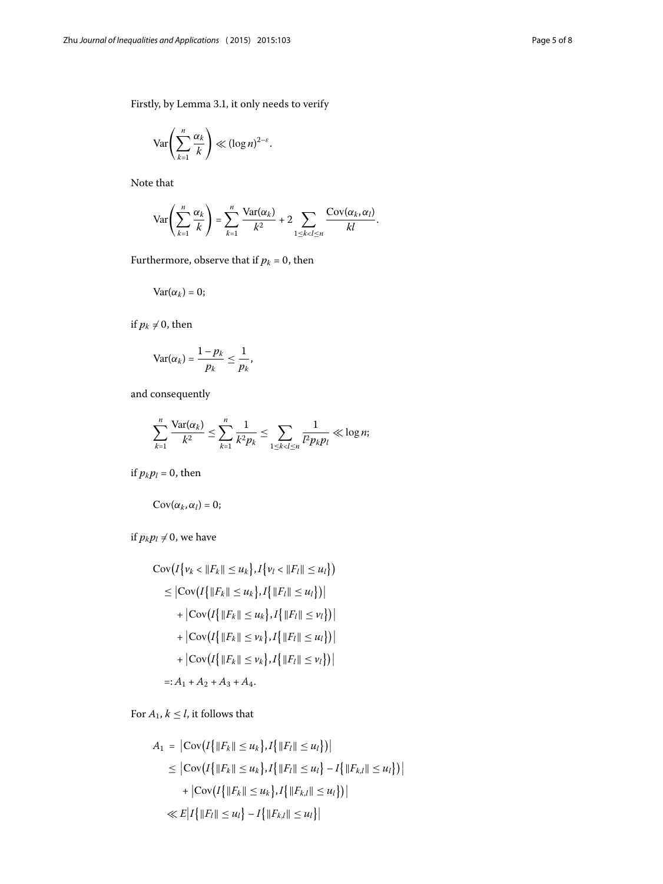Firstly, by Lemma 3.1, it only needs to verify

$$\operatorname{Var}\left(\sum_{k=1}^{n}\frac{\alpha_k}{k}\right) \ll (\log n)^{2-\varepsilon}.$$

Note that

$$\operatorname{Var}\left(\sum_{k=1}^{n}\frac{\alpha_k}{k}\right) = \sum_{k=1}^{n}\frac{\operatorname{Var}(\alpha_k)}{k^2} + 2\sum_{1\le k<l\le n}\frac{\operatorname{Cov}(\alpha_k,\alpha_l)}{kl}.$$

Furthermore, observe that if $p_k = 0$, then

$$\operatorname{Var}(\alpha_k) = 0;$$

if $p_k \neq 0$, then

$$\operatorname{Var}(\alpha_k) = \frac{1-p_k}{p_k} \le \frac{1}{p_k},$$

and consequently

$$\sum_{k=1}^{n}\frac{\operatorname{Var}(\alpha_k)}{k^2} \le \sum_{k=1}^{n}\frac{1}{k^2 p_k} \le \sum_{1\le k<l\le n}\frac{1}{l^2 p_k p_l} \ll \log n;$$

if $p_k p_l = 0$, then

$$\operatorname{Cov}(\alpha_k,\alpha_l) = 0;$$

if $p_k p_l \neq 0$, we have

$$\begin{aligned}
&\operatorname{Cov}\bigl(I\{v_k < \|F_k\| \le u_k\}, I\{v_l < \|F_l\| \le u_l\}\bigr)\\
&\quad \le \bigl|\operatorname{Cov}\bigl(I\{\|F_k\| \le u_k\}, I\{\|F_l\| \le u_l\}\bigr)\bigr|\\
&\qquad + \bigl|\operatorname{Cov}\bigl(I\{\|F_k\| \le u_k\}, I\{\|F_l\| \le v_l\}\bigr)\bigr|\\
&\qquad + \bigl|\operatorname{Cov}\bigl(I\{\|F_k\| \le v_k\}, I\{\|F_l\| \le u_l\}\bigr)\bigr|\\
&\qquad + \bigl|\operatorname{Cov}\bigl(I\{\|F_k\| \le v_k\}, I\{\|F_l\| \le v_l\}\bigr)\bigr|\\
&\quad =: A_1 + A_2 + A_3 + A_4.
\end{aligned}$$

For $A_1$, $k \le l$, it follows that

$$\begin{aligned}
A_1 &= \bigl|\operatorname{Cov}\bigl(I\{\|F_k\| \le u_k\}, I\{\|F_l\| \le u_l\}\bigr)\bigr|\\
&\le \bigl|\operatorname{Cov}\bigl(I\{\|F_k\| \le u_k\}, I\{\|F_l\| \le u_l\} - I\{\|F_{k,l}\| \le u_l\}\bigr)\bigr|\\
&\quad + \bigl|\operatorname{Cov}\bigl(I\{\|F_k\| \le u_k\}, I\{\|F_{k,l}\| \le u_l\}\bigr)\bigr|\\
&\ll E\bigl|I\{\|F_l\| \le u_l\} - I\{\|F_{k,l}\| \le u_l\}\bigr|
\end{aligned}$$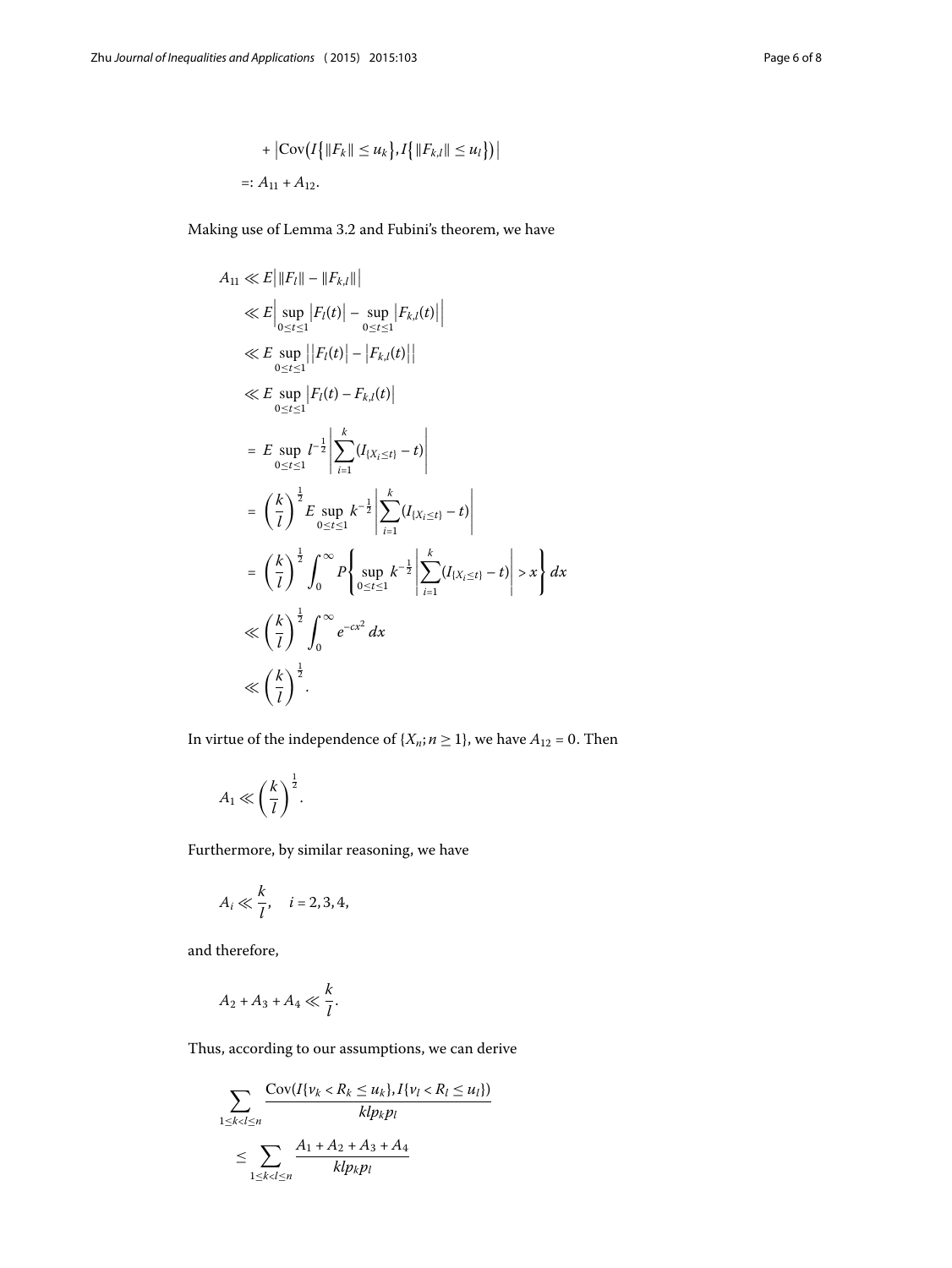$$
\begin{aligned}
&+ \left|\operatorname{Cov}\left(I\left\{\|F_k\| \le u_k\right\}, I\left\{\|F_{k,l}\| \le u_l\right\}\right)\right| \\
&=: A_{11} + A_{12}.
\end{aligned}
$$

Making use of Lemma 3.2 and Fubini's theorem, we have

$$
\begin{aligned}
A_{11} &\ll E\left|\|F_l\| - \|F_{k,l}\|\right| \\
&\ll E\left|\sup_{0\le t\le 1}\left|F_l(t)\right| - \sup_{0\le t\le 1}\left|F_{k,l}(t)\right|\right| \\
&\ll E\sup_{0\le t\le 1}\left|\left|F_l(t)\right| - \left|F_{k,l}(t)\right|\right| \\
&\ll E\sup_{0\le t\le 1}\left|F_l(t) - F_{k,l}(t)\right| \\
&= E\sup_{0\le t\le 1} l^{-\frac{1}{2}}\left|\sum_{i=1}^{k}(I_{\{X_i\le t\}} - t)\right| \\
&= \left(\frac{k}{l}\right)^{\frac{1}{2}} E\sup_{0\le t\le 1} k^{-\frac{1}{2}}\left|\sum_{i=1}^{k}(I_{\{X_i\le t\}} - t)\right| \\
&= \left(\frac{k}{l}\right)^{\frac{1}{2}} \int_0^\infty P\left\{\sup_{0\le t\le 1} k^{-\frac{1}{2}}\left|\sum_{i=1}^{k}(I_{\{X_i\le t\}} - t)\right| > x\right\} dx \\
&\ll \left(\frac{k}{l}\right)^{\frac{1}{2}} \int_0^\infty e^{-cx^2}\,dx \\
&\ll \left(\frac{k}{l}\right)^{\frac{1}{2}}.
\end{aligned}
$$

In virtue of the independence of $\{X_n; n\ge 1\}$, we have $A_{12} = 0$. Then

$$
A_1 \ll \left(\frac{k}{l}\right)^{\frac{1}{2}}.
$$

Furthermore, by similar reasoning, we have

$$
A_i \ll \frac{k}{l}, \quad i = 2, 3, 4,
$$

and therefore,

$$
A_2 + A_3 + A_4 \ll \frac{k}{l}.
$$

Thus, according to our assumptions, we can derive

$$
\begin{aligned}
&\sum_{1\le k<l\le n} \frac{\operatorname{Cov}(I\{v_k < R_k \le u_k\}, I\{v_l < R_l \le u_l\})}{klp_kp_l} \\
&\quad \le \sum_{1\le k<l\le n} \frac{A_1 + A_2 + A_3 + A_4}{klp_kp_l}
\end{aligned}
$$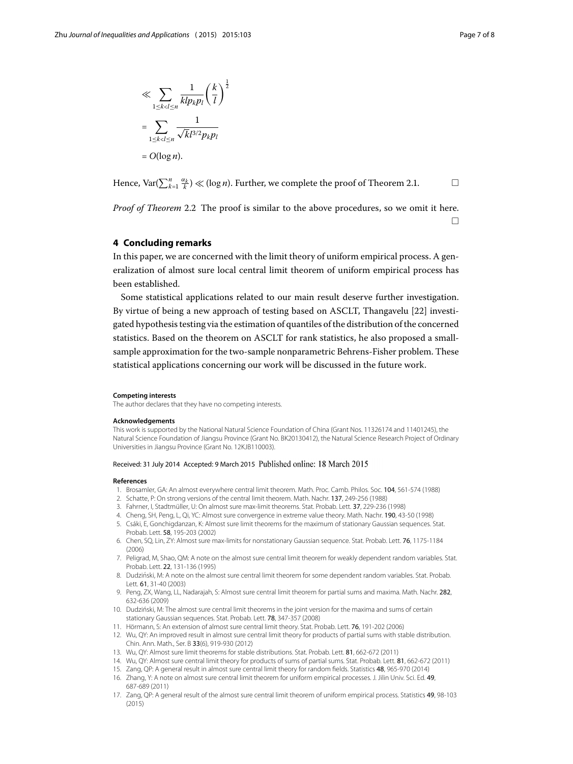$$
\begin{aligned}
&\ll \sum_{1\le k<l\le n} \frac{1}{klp_k p_l}\left(\frac{k}{l}\right)^{\frac{1}{2}} \\
&= \sum_{1\le k<l\le n} \frac{1}{\sqrt{k}l^{3/2}p_k p_l} \\
&= O(\log n).
\end{aligned}
$$

Hence, $\operatorname{Var}(\sum_{k=1}^{n} \frac{\alpha_k}{k}) \ll (\log n)$. Further, we complete the proof of Theorem 2.1. □

*Proof of Theorem* 2.2 The proof is similar to the above procedures, so we omit it here. □

## 4 Concluding remarks

In this paper, we are concerned with the limit theory of uniform empirical process. A generalization of almost sure local central limit theorem of uniform empirical process has been established.

Some statistical applications related to our main result deserve further investigation. By virtue of being a new approach of testing based on ASCLT, Thangavelu [22] investigated hypothesis testing via the estimation of quantiles of the distribution of the concerned statistics. Based on the theorem on ASCLT for rank statistics, he also proposed a small-sample approximation for the two-sample nonparametric Behrens-Fisher problem. These statistical applications concerning our work will be discussed in the future work.

**Competing interests**

The author declares that they have no competing interests.

**Acknowledgements**

This work is supported by the National Natural Science Foundation of China (Grant Nos. 11326174 and 11401245), the Natural Science Foundation of Jiangsu Province (Grant No. BK20130412), the Natural Science Research Project of Ordinary Universities in Jiangsu Province (Grant No. 12KJB110003).

Received: 31 July 2014 Accepted: 9 March 2015 Published online: 18 March 2015

**References**

1. Brosamler, GA: An almost everywhere central limit theorem. Math. Proc. Camb. Philos. Soc. **104**, 561-574 (1988)
2. Schatte, P: On strong versions of the central limit theorem. Math. Nachr. **137**, 249-256 (1988)
3. Fahrner, I, Stadtmüller, U: On almost sure max-limit theorems. Stat. Probab. Lett. **37**, 229-236 (1998)
4. Cheng, SH, Peng, L, Qi, YC: Almost sure convergence in extreme value theory. Math. Nachr. **190**, 43-50 (1998)
5. Csáki, E, Gonchigdanzan, K: Almost sure limit theorems for the maximum of stationary Gaussian sequences. Stat. Probab. Lett. **58**, 195-203 (2002)
6. Chen, SQ, Lin, ZY: Almost sure max-limits for nonstationary Gaussian sequence. Stat. Probab. Lett. **76**, 1175-1184 (2006)
7. Peligrad, M, Shao, QM: A note on the almost sure central limit theorem for weakly dependent random variables. Stat. Probab. Lett. **22**, 131-136 (1995)
8. Dudziński, M: A note on the almost sure central limit theorem for some dependent random variables. Stat. Probab. Lett. **61**, 31-40 (2003)
9. Peng, ZX, Wang, LL, Nadarajah, S: Almost sure central limit theorem for partial sums and maxima. Math. Nachr. **282**, 632-636 (2009)
10. Dudziński, M: The almost sure central limit theorems in the joint version for the maxima and sums of certain stationary Gaussian sequences. Stat. Probab. Lett. **78**, 347-357 (2008)
11. Hörmann, S: An extension of almost sure central limit theory. Stat. Probab. Lett. **76**, 191-202 (2006)
12. Wu, QY: An improved result in almost sure central limit theory for products of partial sums with stable distribution. Chin. Ann. Math., Ser. B **33**(6), 919-930 (2012)
13. Wu, QY: Almost sure limit theorems for stable distributions. Stat. Probab. Lett. **81**, 662-672 (2011)
14. Wu, QY: Almost sure central limit theory for products of sums of partial sums. Stat. Probab. Lett. **81**, 662-672 (2011)
15. Zang, QP: A general result in almost sure central limit theory for random fields. Statistics **48**, 965-970 (2014)
16. Zhang, Y: A note on almost sure central limit theorem for uniform empirical processes. J. Jilin Univ. Sci. Ed. **49**, 687-689 (2011)
17. Zang, QP: A general result of the almost sure central limit theorem of uniform empirical process. Statistics **49**, 98-103 (2015)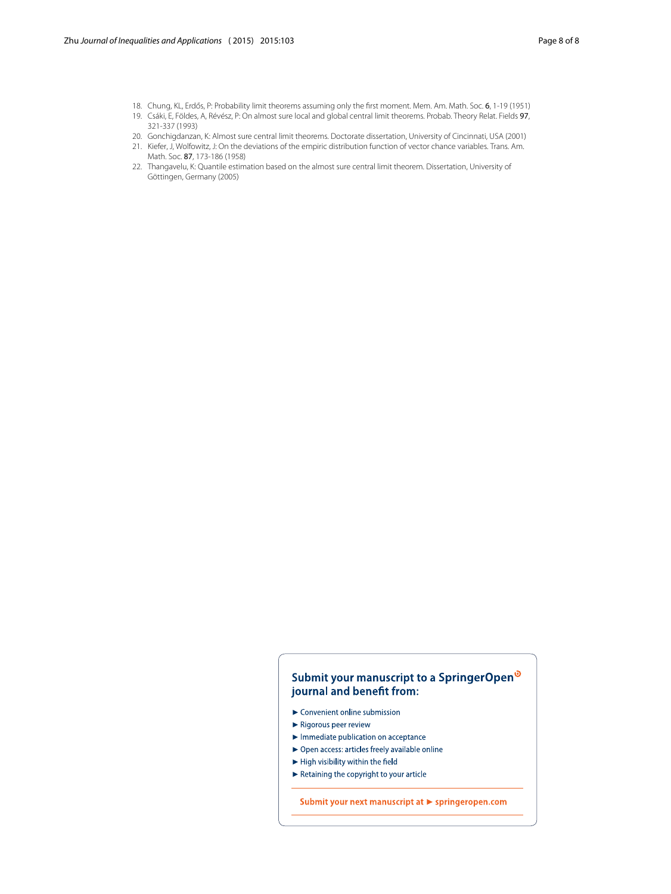18. Chung, KL, Erdős, P: Probability limit theorems assuming only the first moment. Mem. Am. Math. Soc. **6**, 1-19 (1951)
19. Csáki, E, Földes, A, Révész, P: On almost sure local and global central limit theorems. Probab. Theory Relat. Fields **97**, 321-337 (1993)
20. Gonchigdanzan, K: Almost sure central limit theorems. Doctorate dissertation, University of Cincinnati, USA (2001)
21. Kiefer, J, Wolfowitz, J: On the deviations of the empiric distribution function of vector chance variables. Trans. Am. Math. Soc. **87**, 173-186 (1958)
22. Thangavelu, K: Quantile estimation based on the almost sure central limit theorem. Dissertation, University of Göttingen, Germany (2005)

**Submit your manuscript to a SpringerOpen journal and benefit from:**

- ► Convenient online submission
- ► Rigorous peer review
- ► Immediate publication on acceptance
- ► Open access: articles freely available online
- ► High visibility within the field
- ► Retaining the copyright to your article

**Submit your next manuscript at ► springeropen.com**